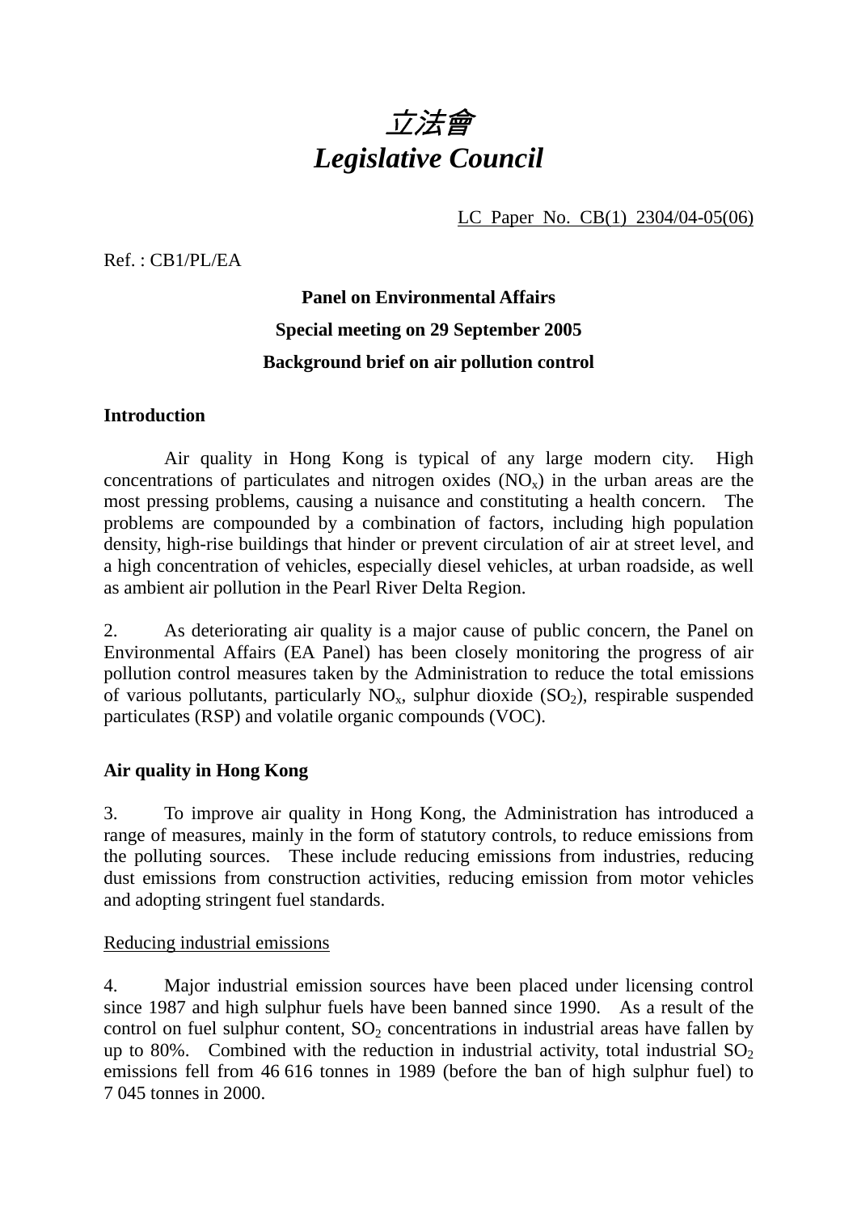# *立法會*
# *Legislative Council*

LC Paper No. CB(1) 2304/04-05(06)

Ref. : CB1/PL/EA

**Panel on Environmental Affairs**

**Special meeting on 29 September 2005**

**Background brief on air pollution control**

## Introduction

Air quality in Hong Kong is typical of any large modern city. High concentrations of particulates and nitrogen oxides ($NO_x$) in the urban areas are the most pressing problems, causing a nuisance and constituting a health concern. The problems are compounded by a combination of factors, including high population density, high-rise buildings that hinder or prevent circulation of air at street level, and a high concentration of vehicles, especially diesel vehicles, at urban roadside, as well as ambient air pollution in the Pearl River Delta Region.

2. As deteriorating air quality is a major cause of public concern, the Panel on Environmental Affairs (EA Panel) has been closely monitoring the progress of air pollution control measures taken by the Administration to reduce the total emissions of various pollutants, particularly $NO_x$, sulphur dioxide ($SO_2$), respirable suspended particulates (RSP) and volatile organic compounds (VOC).

## Air quality in Hong Kong

3. To improve air quality in Hong Kong, the Administration has introduced a range of measures, mainly in the form of statutory controls, to reduce emissions from the polluting sources. These include reducing emissions from industries, reducing dust emissions from construction activities, reducing emission from motor vehicles and adopting stringent fuel standards.

Reducing industrial emissions

4. Major industrial emission sources have been placed under licensing control since 1987 and high sulphur fuels have been banned since 1990. As a result of the control on fuel sulphur content, $SO_2$ concentrations in industrial areas have fallen by up to 80%. Combined with the reduction in industrial activity, total industrial $SO_2$ emissions fell from 46 616 tonnes in 1989 (before the ban of high sulphur fuel) to 7 045 tonnes in 2000.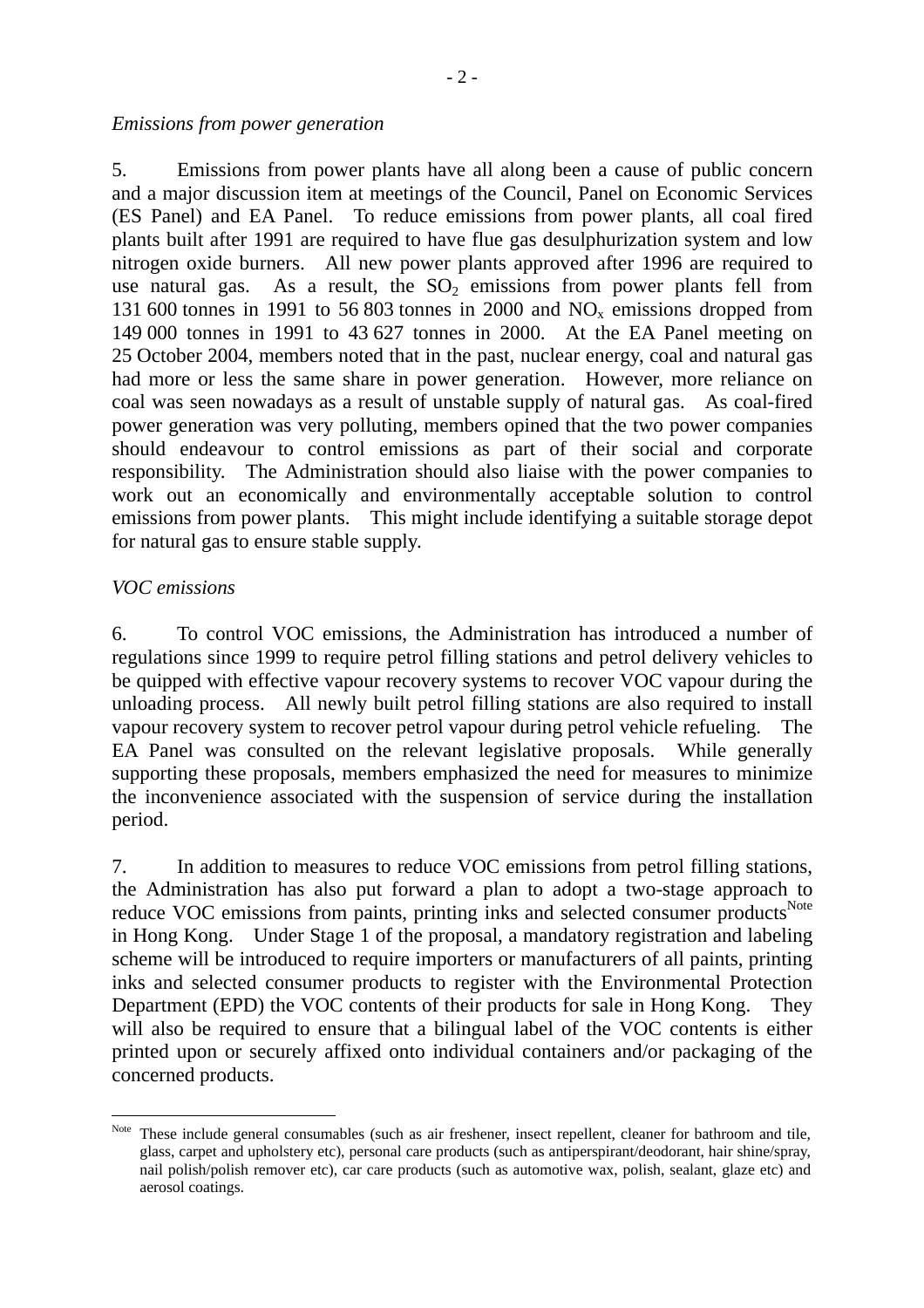*Emissions from power generation*

5. Emissions from power plants have all along been a cause of public concern and a major discussion item at meetings of the Council, Panel on Economic Services (ES Panel) and EA Panel. To reduce emissions from power plants, all coal fired plants built after 1991 are required to have flue gas desulphurization system and low nitrogen oxide burners. All new power plants approved after 1996 are required to use natural gas. As a result, the $SO_2$ emissions from power plants fell from 131 600 tonnes in 1991 to 56 803 tonnes in 2000 and $NO_x$ emissions dropped from 149 000 tonnes in 1991 to 43 627 tonnes in 2000. At the EA Panel meeting on 25 October 2004, members noted that in the past, nuclear energy, coal and natural gas had more or less the same share in power generation. However, more reliance on coal was seen nowadays as a result of unstable supply of natural gas. As coal-fired power generation was very polluting, members opined that the two power companies should endeavour to control emissions as part of their social and corporate responsibility. The Administration should also liaise with the power companies to work out an economically and environmentally acceptable solution to control emissions from power plants. This might include identifying a suitable storage depot for natural gas to ensure stable supply.

*VOC emissions*

6. To control VOC emissions, the Administration has introduced a number of regulations since 1999 to require petrol filling stations and petrol delivery vehicles to be quipped with effective vapour recovery systems to recover VOC vapour during the unloading process. All newly built petrol filling stations are also required to install vapour recovery system to recover petrol vapour during petrol vehicle refueling. The EA Panel was consulted on the relevant legislative proposals. While generally supporting these proposals, members emphasized the need for measures to minimize the inconvenience associated with the suspension of service during the installation period.

7. In addition to measures to reduce VOC emissions from petrol filling stations, the Administration has also put forward a plan to adopt a two-stage approach to reduce VOC emissions from paints, printing inks and selected consumer products[Note] in Hong Kong. Under Stage 1 of the proposal, a mandatory registration and labeling scheme will be introduced to require importers or manufacturers of all paints, printing inks and selected consumer products to register with the Environmental Protection Department (EPD) the VOC contents of their products for sale in Hong Kong. They will also be required to ensure that a bilingual label of the VOC contents is either printed upon or securely affixed onto individual containers and/or packaging of the concerned products.

---

[Note] These include general consumables (such as air freshener, insect repellent, cleaner for bathroom and tile, glass, carpet and upholstery etc), personal care products (such as antiperspirant/deodorant, hair shine/spray, nail polish/polish remover etc), car care products (such as automotive wax, polish, sealant, glaze etc) and aerosol coatings.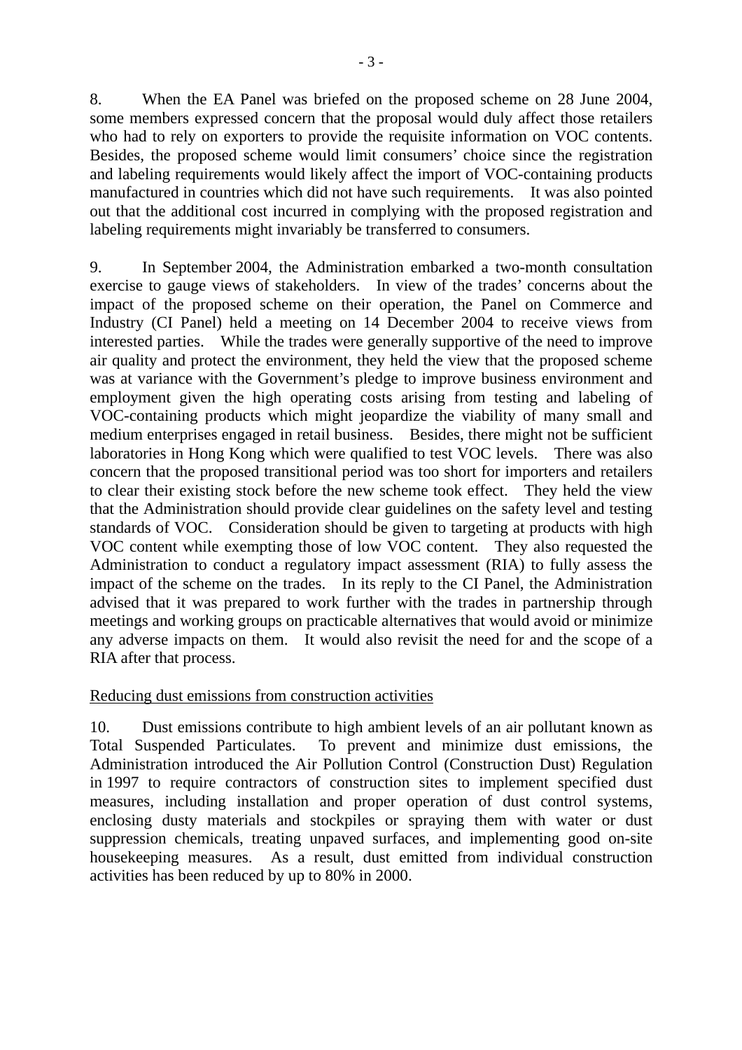8. When the EA Panel was briefed on the proposed scheme on 28 June 2004, some members expressed concern that the proposal would duly affect those retailers who had to rely on exporters to provide the requisite information on VOC contents. Besides, the proposed scheme would limit consumers' choice since the registration and labeling requirements would likely affect the import of VOC-containing products manufactured in countries which did not have such requirements. It was also pointed out that the additional cost incurred in complying with the proposed registration and labeling requirements might invariably be transferred to consumers.

9. In September 2004, the Administration embarked a two-month consultation exercise to gauge views of stakeholders. In view of the trades' concerns about the impact of the proposed scheme on their operation, the Panel on Commerce and Industry (CI Panel) held a meeting on 14 December 2004 to receive views from interested parties. While the trades were generally supportive of the need to improve air quality and protect the environment, they held the view that the proposed scheme was at variance with the Government's pledge to improve business environment and employment given the high operating costs arising from testing and labeling of VOC-containing products which might jeopardize the viability of many small and medium enterprises engaged in retail business. Besides, there might not be sufficient laboratories in Hong Kong which were qualified to test VOC levels. There was also concern that the proposed transitional period was too short for importers and retailers to clear their existing stock before the new scheme took effect. They held the view that the Administration should provide clear guidelines on the safety level and testing standards of VOC. Consideration should be given to targeting at products with high VOC content while exempting those of low VOC content. They also requested the Administration to conduct a regulatory impact assessment (RIA) to fully assess the impact of the scheme on the trades. In its reply to the CI Panel, the Administration advised that it was prepared to work further with the trades in partnership through meetings and working groups on practicable alternatives that would avoid or minimize any adverse impacts on them. It would also revisit the need for and the scope of a RIA after that process.

Reducing dust emissions from construction activities

10. Dust emissions contribute to high ambient levels of an air pollutant known as Total Suspended Particulates. To prevent and minimize dust emissions, the Administration introduced the Air Pollution Control (Construction Dust) Regulation in 1997 to require contractors of construction sites to implement specified dust measures, including installation and proper operation of dust control systems, enclosing dusty materials and stockpiles or spraying them with water or dust suppression chemicals, treating unpaved surfaces, and implementing good on-site housekeeping measures. As a result, dust emitted from individual construction activities has been reduced by up to 80% in 2000.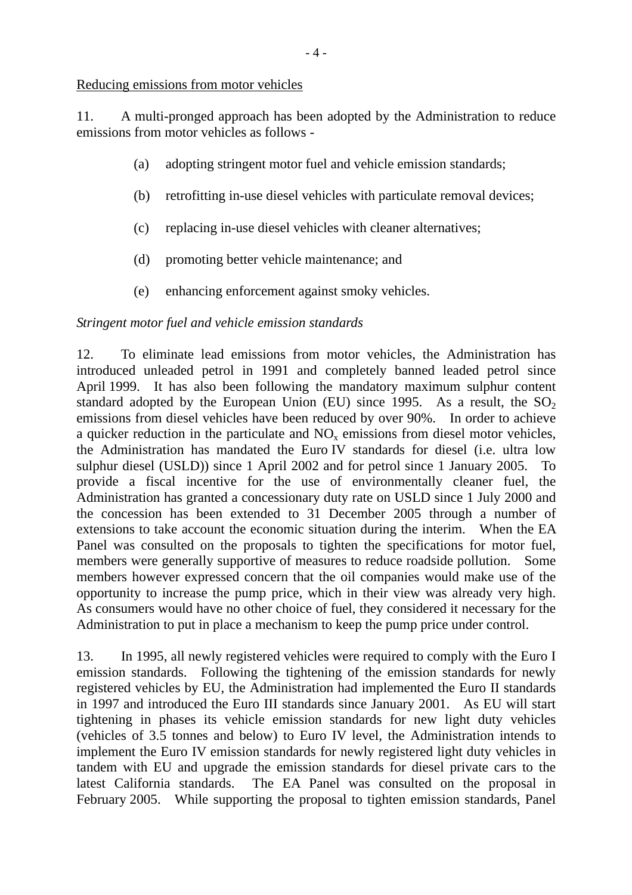Reducing emissions from motor vehicles

11. A multi-pronged approach has been adopted by the Administration to reduce emissions from motor vehicles as follows -

(a) adopting stringent motor fuel and vehicle emission standards;

(b) retrofitting in-use diesel vehicles with particulate removal devices;

(c) replacing in-use diesel vehicles with cleaner alternatives;

(d) promoting better vehicle maintenance; and

(e) enhancing enforcement against smoky vehicles.

*Stringent motor fuel and vehicle emission standards*

12. To eliminate lead emissions from motor vehicles, the Administration has introduced unleaded petrol in 1991 and completely banned leaded petrol since April 1999. It has also been following the mandatory maximum sulphur content standard adopted by the European Union (EU) since 1995. As a result, the $SO_2$ emissions from diesel vehicles have been reduced by over 90%. In order to achieve a quicker reduction in the particulate and $NO_x$ emissions from diesel motor vehicles, the Administration has mandated the Euro IV standards for diesel (i.e. ultra low sulphur diesel (USLD)) since 1 April 2002 and for petrol since 1 January 2005. To provide a fiscal incentive for the use of environmentally cleaner fuel, the Administration has granted a concessionary duty rate on USLD since 1 July 2000 and the concession has been extended to 31 December 2005 through a number of extensions to take account the economic situation during the interim. When the EA Panel was consulted on the proposals to tighten the specifications for motor fuel, members were generally supportive of measures to reduce roadside pollution. Some members however expressed concern that the oil companies would make use of the opportunity to increase the pump price, which in their view was already very high. As consumers would have no other choice of fuel, they considered it necessary for the Administration to put in place a mechanism to keep the pump price under control.

13. In 1995, all newly registered vehicles were required to comply with the Euro I emission standards. Following the tightening of the emission standards for newly registered vehicles by EU, the Administration had implemented the Euro II standards in 1997 and introduced the Euro III standards since January 2001. As EU will start tightening in phases its vehicle emission standards for new light duty vehicles (vehicles of 3.5 tonnes and below) to Euro IV level, the Administration intends to implement the Euro IV emission standards for newly registered light duty vehicles in tandem with EU and upgrade the emission standards for diesel private cars to the latest California standards. The EA Panel was consulted on the proposal in February 2005. While supporting the proposal to tighten emission standards, Panel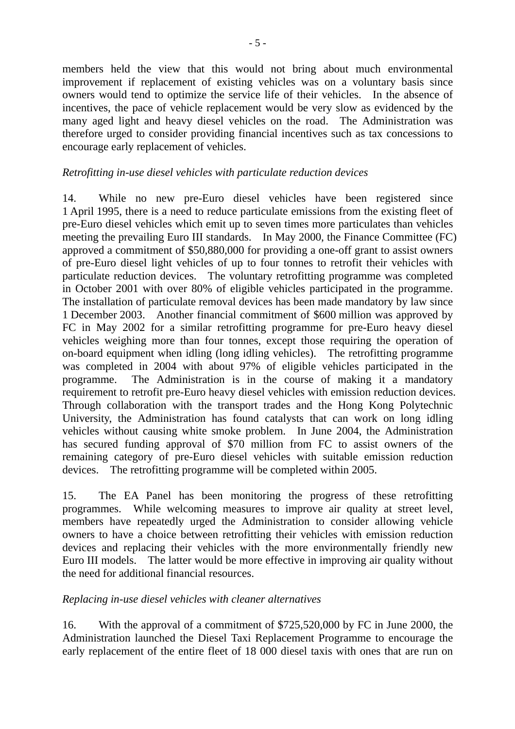members held the view that this would not bring about much environmental improvement if replacement of existing vehicles was on a voluntary basis since owners would tend to optimize the service life of their vehicles. In the absence of incentives, the pace of vehicle replacement would be very slow as evidenced by the many aged light and heavy diesel vehicles on the road. The Administration was therefore urged to consider providing financial incentives such as tax concessions to encourage early replacement of vehicles.

*Retrofitting in-use diesel vehicles with particulate reduction devices*

14. While no new pre-Euro diesel vehicles have been registered since 1 April 1995, there is a need to reduce particulate emissions from the existing fleet of pre-Euro diesel vehicles which emit up to seven times more particulates than vehicles meeting the prevailing Euro III standards. In May 2000, the Finance Committee (FC) approved a commitment of $50,880,000 for providing a one-off grant to assist owners of pre-Euro diesel light vehicles of up to four tonnes to retrofit their vehicles with particulate reduction devices. The voluntary retrofitting programme was completed in October 2001 with over 80% of eligible vehicles participated in the programme. The installation of particulate removal devices has been made mandatory by law since 1 December 2003. Another financial commitment of $600 million was approved by FC in May 2002 for a similar retrofitting programme for pre-Euro heavy diesel vehicles weighing more than four tonnes, except those requiring the operation of on-board equipment when idling (long idling vehicles). The retrofitting programme was completed in 2004 with about 97% of eligible vehicles participated in the programme. The Administration is in the course of making it a mandatory requirement to retrofit pre-Euro heavy diesel vehicles with emission reduction devices. Through collaboration with the transport trades and the Hong Kong Polytechnic University, the Administration has found catalysts that can work on long idling vehicles without causing white smoke problem. In June 2004, the Administration has secured funding approval of $70 million from FC to assist owners of the remaining category of pre-Euro diesel vehicles with suitable emission reduction devices. The retrofitting programme will be completed within 2005.

15. The EA Panel has been monitoring the progress of these retrofitting programmes. While welcoming measures to improve air quality at street level, members have repeatedly urged the Administration to consider allowing vehicle owners to have a choice between retrofitting their vehicles with emission reduction devices and replacing their vehicles with the more environmentally friendly new Euro III models. The latter would be more effective in improving air quality without the need for additional financial resources.

*Replacing in-use diesel vehicles with cleaner alternatives*

16. With the approval of a commitment of $725,520,000 by FC in June 2000, the Administration launched the Diesel Taxi Replacement Programme to encourage the early replacement of the entire fleet of 18 000 diesel taxis with ones that are run on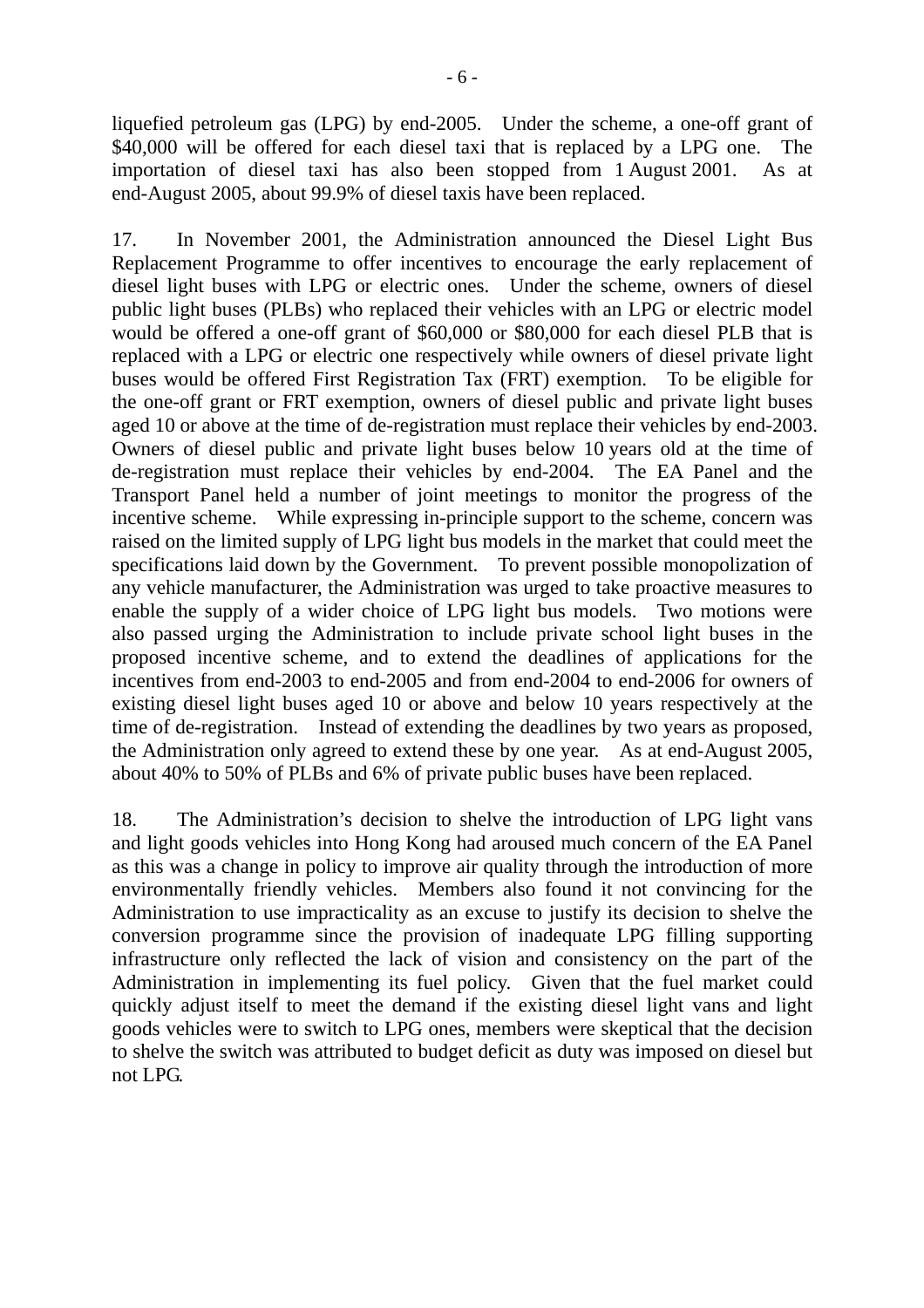liquefied petroleum gas (LPG) by end-2005. Under the scheme, a one-off grant of $40,000 will be offered for each diesel taxi that is replaced by a LPG one. The importation of diesel taxi has also been stopped from 1 August 2001. As at end-August 2005, about 99.9% of diesel taxis have been replaced.

17. In November 2001, the Administration announced the Diesel Light Bus Replacement Programme to offer incentives to encourage the early replacement of diesel light buses with LPG or electric ones. Under the scheme, owners of diesel public light buses (PLBs) who replaced their vehicles with an LPG or electric model would be offered a one-off grant of $60,000 or $80,000 for each diesel PLB that is replaced with a LPG or electric one respectively while owners of diesel private light buses would be offered First Registration Tax (FRT) exemption. To be eligible for the one-off grant or FRT exemption, owners of diesel public and private light buses aged 10 or above at the time of de-registration must replace their vehicles by end-2003. Owners of diesel public and private light buses below 10 years old at the time of de-registration must replace their vehicles by end-2004. The EA Panel and the Transport Panel held a number of joint meetings to monitor the progress of the incentive scheme. While expressing in-principle support to the scheme, concern was raised on the limited supply of LPG light bus models in the market that could meet the specifications laid down by the Government. To prevent possible monopolization of any vehicle manufacturer, the Administration was urged to take proactive measures to enable the supply of a wider choice of LPG light bus models. Two motions were also passed urging the Administration to include private school light buses in the proposed incentive scheme, and to extend the deadlines of applications for the incentives from end-2003 to end-2005 and from end-2004 to end-2006 for owners of existing diesel light buses aged 10 or above and below 10 years respectively at the time of de-registration. Instead of extending the deadlines by two years as proposed, the Administration only agreed to extend these by one year. As at end-August 2005, about 40% to 50% of PLBs and 6% of private public buses have been replaced.

18. The Administration's decision to shelve the introduction of LPG light vans and light goods vehicles into Hong Kong had aroused much concern of the EA Panel as this was a change in policy to improve air quality through the introduction of more environmentally friendly vehicles. Members also found it not convincing for the Administration to use impracticality as an excuse to justify its decision to shelve the conversion programme since the provision of inadequate LPG filling supporting infrastructure only reflected the lack of vision and consistency on the part of the Administration in implementing its fuel policy. Given that the fuel market could quickly adjust itself to meet the demand if the existing diesel light vans and light goods vehicles were to switch to LPG ones, members were skeptical that the decision to shelve the switch was attributed to budget deficit as duty was imposed on diesel but not LPG.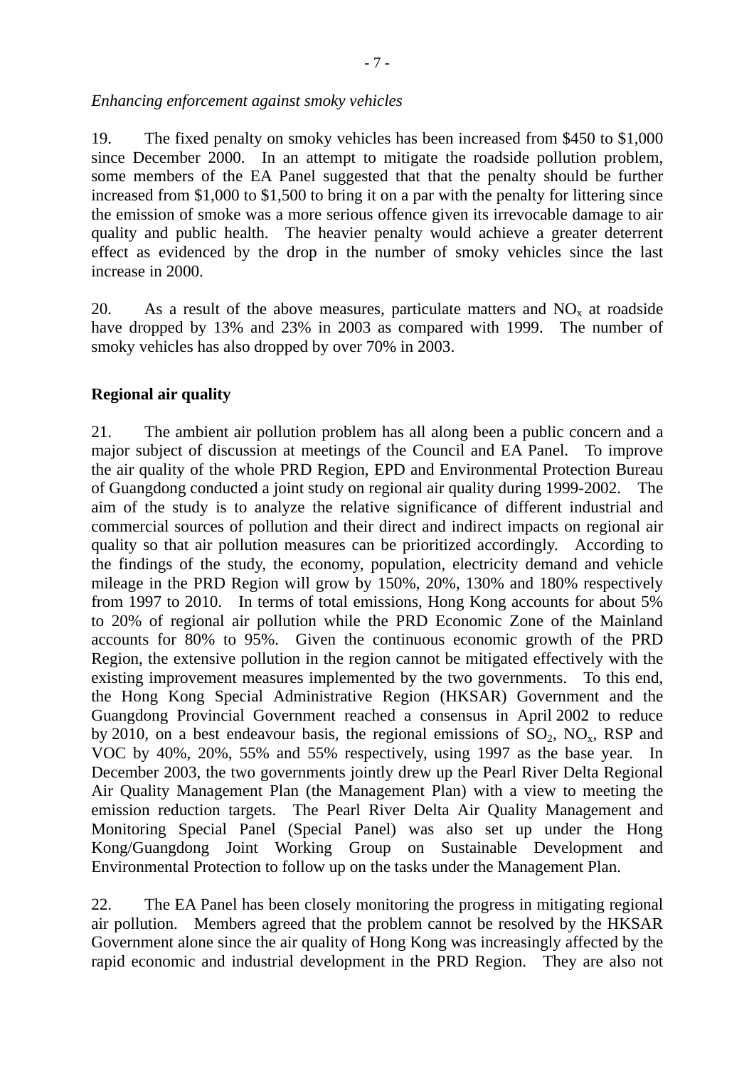*Enhancing enforcement against smoky vehicles*

19. The fixed penalty on smoky vehicles has been increased from $450 to $1,000 since December 2000. In an attempt to mitigate the roadside pollution problem, some members of the EA Panel suggested that that the penalty should be further increased from $1,000 to $1,500 to bring it on a par with the penalty for littering since the emission of smoke was a more serious offence given its irrevocable damage to air quality and public health. The heavier penalty would achieve a greater deterrent effect as evidenced by the drop in the number of smoky vehicles since the last increase in 2000.

20. As a result of the above measures, particulate matters and $NO_x$ at roadside have dropped by 13% and 23% in 2003 as compared with 1999. The number of smoky vehicles has also dropped by over 70% in 2003.

**Regional air quality**

21. The ambient air pollution problem has all along been a public concern and a major subject of discussion at meetings of the Council and EA Panel. To improve the air quality of the whole PRD Region, EPD and Environmental Protection Bureau of Guangdong conducted a joint study on regional air quality during 1999-2002. The aim of the study is to analyze the relative significance of different industrial and commercial sources of pollution and their direct and indirect impacts on regional air quality so that air pollution measures can be prioritized accordingly. According to the findings of the study, the economy, population, electricity demand and vehicle mileage in the PRD Region will grow by 150%, 20%, 130% and 180% respectively from 1997 to 2010. In terms of total emissions, Hong Kong accounts for about 5% to 20% of regional air pollution while the PRD Economic Zone of the Mainland accounts for 80% to 95%. Given the continuous economic growth of the PRD Region, the extensive pollution in the region cannot be mitigated effectively with the existing improvement measures implemented by the two governments. To this end, the Hong Kong Special Administrative Region (HKSAR) Government and the Guangdong Provincial Government reached a consensus in April 2002 to reduce by 2010, on a best endeavour basis, the regional emissions of $SO_2$, $NO_x$, RSP and VOC by 40%, 20%, 55% and 55% respectively, using 1997 as the base year. In December 2003, the two governments jointly drew up the Pearl River Delta Regional Air Quality Management Plan (the Management Plan) with a view to meeting the emission reduction targets. The Pearl River Delta Air Quality Management and Monitoring Special Panel (Special Panel) was also set up under the Hong Kong/Guangdong Joint Working Group on Sustainable Development and Environmental Protection to follow up on the tasks under the Management Plan.

22. The EA Panel has been closely monitoring the progress in mitigating regional air pollution. Members agreed that the problem cannot be resolved by the HKSAR Government alone since the air quality of Hong Kong was increasingly affected by the rapid economic and industrial development in the PRD Region. They are also not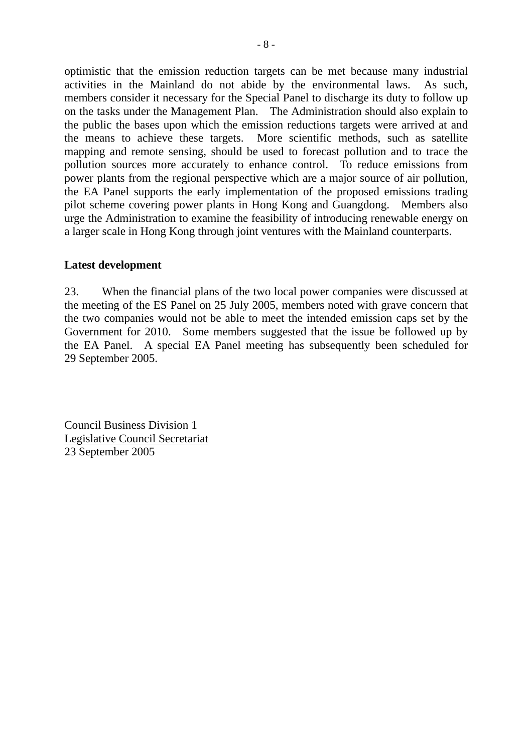optimistic that the emission reduction targets can be met because many industrial activities in the Mainland do not abide by the environmental laws. As such, members consider it necessary for the Special Panel to discharge its duty to follow up on the tasks under the Management Plan. The Administration should also explain to the public the bases upon which the emission reductions targets were arrived at and the means to achieve these targets. More scientific methods, such as satellite mapping and remote sensing, should be used to forecast pollution and to trace the pollution sources more accurately to enhance control. To reduce emissions from power plants from the regional perspective which are a major source of air pollution, the EA Panel supports the early implementation of the proposed emissions trading pilot scheme covering power plants in Hong Kong and Guangdong. Members also urge the Administration to examine the feasibility of introducing renewable energy on a larger scale in Hong Kong through joint ventures with the Mainland counterparts.

**Latest development**

23. When the financial plans of the two local power companies were discussed at the meeting of the ES Panel on 25 July 2005, members noted with grave concern that the two companies would not be able to meet the intended emission caps set by the Government for 2010. Some members suggested that the issue be followed up by the EA Panel. A special EA Panel meeting has subsequently been scheduled for 29 September 2005.

Council Business Division 1
Legislative Council Secretariat
23 September 2005